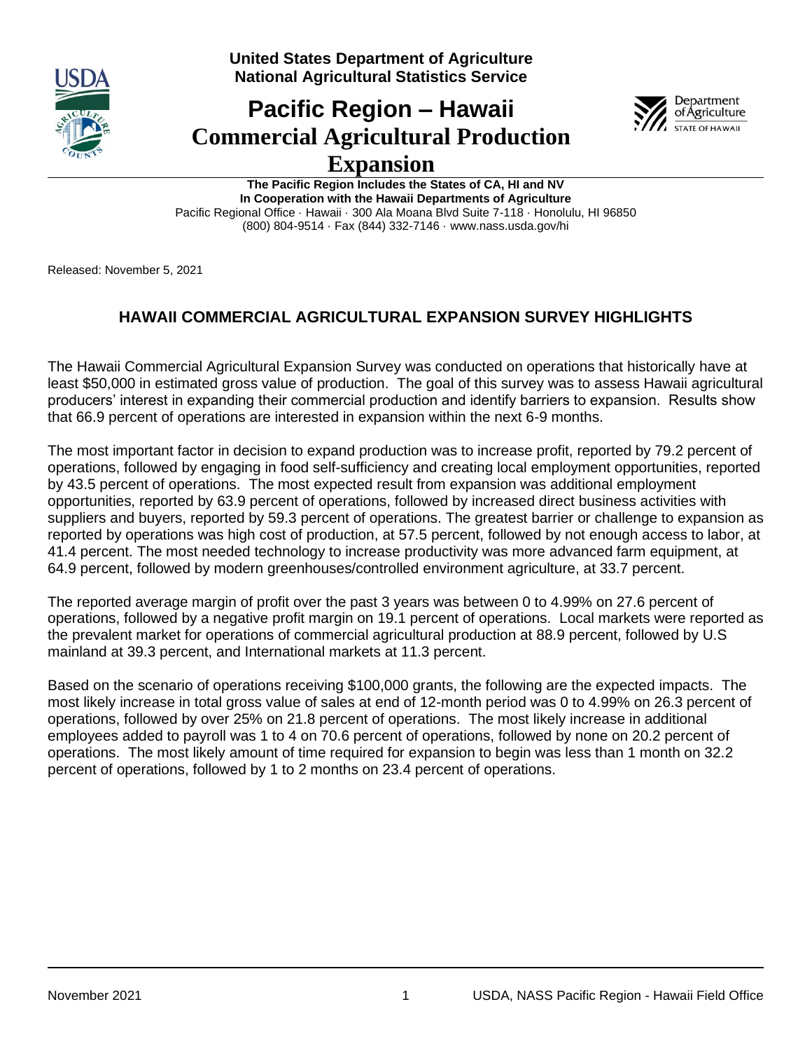**United States Department of Agriculture**
**National Agricultural Statistics Service**

# Pacific Region – Hawaii
# Commercial Agricultural Production Expansion

**The Pacific Region Includes the States of CA, HI and NV**
**In Cooperation with the Hawaii Departments of Agriculture**
Pacific Regional Office · Hawaii · 300 Ala Moana Blvd Suite 7-118 · Honolulu, HI 96850
(800) 804-9514 · Fax (844) 332-7146 · www.nass.usda.gov/hi

Released: November 5, 2021

## HAWAII COMMERCIAL AGRICULTURAL EXPANSION SURVEY HIGHLIGHTS

The Hawaii Commercial Agricultural Expansion Survey was conducted on operations that historically have at least $50,000 in estimated gross value of production. The goal of this survey was to assess Hawaii agricultural producers' interest in expanding their commercial production and identify barriers to expansion. Results show that 66.9 percent of operations are interested in expansion within the next 6-9 months.

The most important factor in decision to expand production was to increase profit, reported by 79.2 percent of operations, followed by engaging in food self-sufficiency and creating local employment opportunities, reported by 43.5 percent of operations. The most expected result from expansion was additional employment opportunities, reported by 63.9 percent of operations, followed by increased direct business activities with suppliers and buyers, reported by 59.3 percent of operations. The greatest barrier or challenge to expansion as reported by operations was high cost of production, at 57.5 percent, followed by not enough access to labor, at 41.4 percent. The most needed technology to increase productivity was more advanced farm equipment, at 64.9 percent, followed by modern greenhouses/controlled environment agriculture, at 33.7 percent.

The reported average margin of profit over the past 3 years was between 0 to 4.99% on 27.6 percent of operations, followed by a negative profit margin on 19.1 percent of operations. Local markets were reported as the prevalent market for operations of commercial agricultural production at 88.9 percent, followed by U.S mainland at 39.3 percent, and International markets at 11.3 percent.

Based on the scenario of operations receiving $100,000 grants, the following are the expected impacts. The most likely increase in total gross value of sales at end of 12-month period was 0 to 4.99% on 26.3 percent of operations, followed by over 25% on 21.8 percent of operations. The most likely increase in additional employees added to payroll was 1 to 4 on 70.6 percent of operations, followed by none on 20.2 percent of operations. The most likely amount of time required for expansion to begin was less than 1 month on 32.2 percent of operations, followed by 1 to 2 months on 23.4 percent of operations.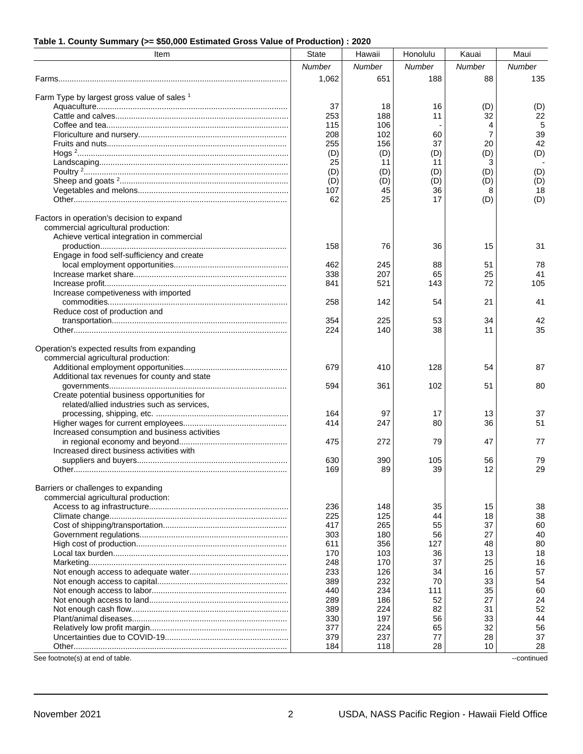**Table 1. County Summary (>= $50,000 Estimated Gross Value of Production) : 2020**

| Item | State | Hawaii | Honolulu | Kauai | Maui |
|---|---|---|---|---|---|
| | *Number* | *Number* | *Number* | *Number* | *Number* |
| Farms | 1,062 | 651 | 188 | 88 | 135 |
| | | | | | |
| Farm Type by largest gross value of sales [1] | | | | | |
| Aquaculture | 37 | 18 | 16 | (D) | (D) |
| Cattle and calves | 253 | 188 | 11 | 32 | 22 |
| Coffee and tea | 115 | 106 | - | 4 | 5 |
| Floriculture and nursery | 208 | 102 | 60 | 7 | 39 |
| Fruits and nuts | 255 | 156 | 37 | 20 | 42 |
| Hogs [2] | (D) | (D) | (D) | (D) | (D) |
| Landscaping | 25 | 11 | 11 | 3 | - |
| Poultry [2] | (D) | (D) | (D) | (D) | (D) |
| Sheep and goats [2] | (D) | (D) | (D) | (D) | (D) |
| Vegetables and melons | 107 | 45 | 36 | 8 | 18 |
| Other | 62 | 25 | 17 | (D) | (D) |
| | | | | | |
| Factors in operation's decision to expand commercial agricultural production: | | | | | |
| Achieve vertical integration in commercial production | 158 | 76 | 36 | 15 | 31 |
| Engage in food self-sufficiency and create local employment opportunities | 462 | 245 | 88 | 51 | 78 |
| Increase market share | 338 | 207 | 65 | 25 | 41 |
| Increase profit | 841 | 521 | 143 | 72 | 105 |
| Increase competiveness with imported commodities | 258 | 142 | 54 | 21 | 41 |
| Reduce cost of production and transportation | 354 | 225 | 53 | 34 | 42 |
| Other | 224 | 140 | 38 | 11 | 35 |
| | | | | | |
| Operation's expected results from expanding commercial agricultural production: | | | | | |
| Additional employment opportunities | 679 | 410 | 128 | 54 | 87 |
| Additional tax revenues for county and state governments | 594 | 361 | 102 | 51 | 80 |
| Create potential business opportunities for related/allied industries such as services, processing, shipping, etc. | 164 | 97 | 17 | 13 | 37 |
| Higher wages for current employees | 414 | 247 | 80 | 36 | 51 |
| Increased consumption and business activities in regional economy and beyond | 475 | 272 | 79 | 47 | 77 |
| Increased direct business activities with suppliers and buyers | 630 | 390 | 105 | 56 | 79 |
| Other | 169 | 89 | 39 | 12 | 29 |
| | | | | | |
| Barriers or challenges to expanding commercial agricultural production: | | | | | |
| Access to ag infrastructure | 236 | 148 | 35 | 15 | 38 |
| Climate change | 225 | 125 | 44 | 18 | 38 |
| Cost of shipping/transportation | 417 | 265 | 55 | 37 | 60 |
| Government regulations | 303 | 180 | 56 | 27 | 40 |
| High cost of production | 611 | 356 | 127 | 48 | 80 |
| Local tax burden | 170 | 103 | 36 | 13 | 18 |
| Marketing | 248 | 170 | 37 | 25 | 16 |
| Not enough access to adequate water | 233 | 126 | 34 | 16 | 57 |
| Not enough access to capital | 389 | 232 | 70 | 33 | 54 |
| Not enough access to labor | 440 | 234 | 111 | 35 | 60 |
| Not enough access to land | 289 | 186 | 52 | 27 | 24 |
| Not enough cash flow | 389 | 224 | 82 | 31 | 52 |
| Plant/animal diseases | 330 | 197 | 56 | 33 | 44 |
| Relatively low profit margin | 377 | 224 | 65 | 32 | 56 |
| Uncertainties due to COVID-19 | 379 | 237 | 77 | 28 | 37 |
| Other | 184 | 118 | 28 | 10 | 28 |

See footnote(s) at end of table. --continued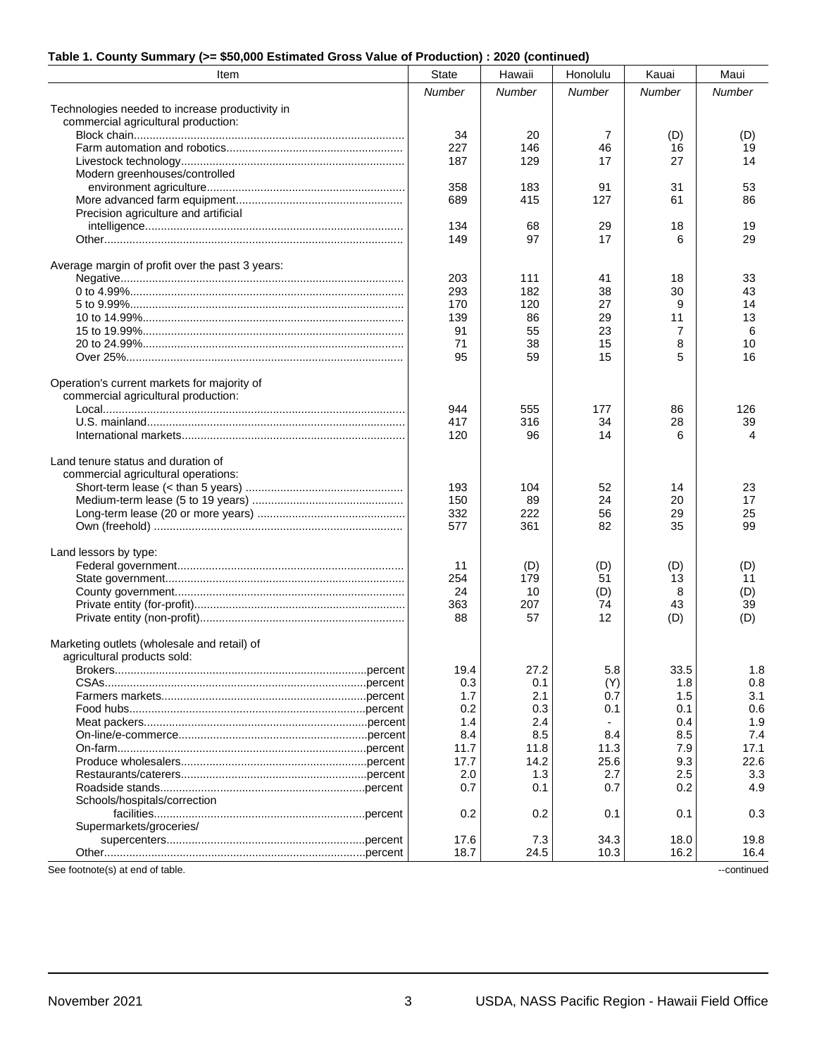**Table 1. County Summary (>= $50,000 Estimated Gross Value of Production) : 2020 (continued)**

| Item | State | Hawaii | Honolulu | Kauai | Maui |
|---|---|---|---|---|---|
| | *Number* | *Number* | *Number* | *Number* | *Number* |
| Technologies needed to increase productivity in commercial agricultural production: | | | | | |
| Block chain | 34 | 20 | 7 | (D) | (D) |
| Farm automation and robotics | 227 | 146 | 46 | 16 | 19 |
| Livestock technology | 187 | 129 | 17 | 27 | 14 |
| Modern greenhouses/controlled environment agriculture | 358 | 183 | 91 | 31 | 53 |
| More advanced farm equipment | 689 | 415 | 127 | 61 | 86 |
| Precision agriculture and artificial intelligence | 134 | 68 | 29 | 18 | 19 |
| Other | 149 | 97 | 17 | 6 | 29 |
| | | | | | |
| Average margin of profit over the past 3 years: | | | | | |
| Negative | 203 | 111 | 41 | 18 | 33 |
| 0 to 4.99% | 293 | 182 | 38 | 30 | 43 |
| 5 to 9.99% | 170 | 120 | 27 | 9 | 14 |
| 10 to 14.99% | 139 | 86 | 29 | 11 | 13 |
| 15 to 19.99% | 91 | 55 | 23 | 7 | 6 |
| 20 to 24.99% | 71 | 38 | 15 | 8 | 10 |
| Over 25% | 95 | 59 | 15 | 5 | 16 |
| | | | | | |
| Operation's current markets for majority of commercial agricultural production: | | | | | |
| Local | 944 | 555 | 177 | 86 | 126 |
| U.S. mainland | 417 | 316 | 34 | 28 | 39 |
| International markets | 120 | 96 | 14 | 6 | 4 |
| | | | | | |
| Land tenure status and duration of commercial agricultural operations: | | | | | |
| Short-term lease (< than 5 years) | 193 | 104 | 52 | 14 | 23 |
| Medium-term lease (5 to 19 years) | 150 | 89 | 24 | 20 | 17 |
| Long-term lease (20 or more years) | 332 | 222 | 56 | 29 | 25 |
| Own (freehold) | 577 | 361 | 82 | 35 | 99 |
| | | | | | |
| Land lessors by type: | | | | | |
| Federal government | 11 | (D) | (D) | (D) | (D) |
| State government | 254 | 179 | 51 | 13 | 11 |
| County government | 24 | 10 | (D) | 8 | (D) |
| Private entity (for-profit) | 363 | 207 | 74 | 43 | 39 |
| Private entity (non-profit) | 88 | 57 | 12 | (D) | (D) |
| | | | | | |
| Marketing outlets (wholesale and retail) of agricultural products sold: | | | | | |
| Brokers ... percent | 19.4 | 27.2 | 5.8 | 33.5 | 1.8 |
| CSAs ... percent | 0.3 | 0.1 | (Y) | 1.8 | 0.8 |
| Farmers markets ... percent | 1.7 | 2.1 | 0.7 | 1.5 | 3.1 |
| Food hubs ... percent | 0.2 | 0.3 | 0.1 | 0.1 | 0.6 |
| Meat packers ... percent | 1.4 | 2.4 | - | 0.4 | 1.9 |
| On-line/e-commerce ... percent | 8.4 | 8.5 | 8.4 | 8.5 | 7.4 |
| On-farm ... percent | 11.7 | 11.8 | 11.3 | 7.9 | 17.1 |
| Produce wholesalers ... percent | 17.7 | 14.2 | 25.6 | 9.3 | 22.6 |
| Restaurants/caterers ... percent | 2.0 | 1.3 | 2.7 | 2.5 | 3.3 |
| Roadside stands ... percent | 0.7 | 0.1 | 0.7 | 0.2 | 4.9 |
| Schools/hospitals/correction facilities ... percent | 0.2 | 0.2 | 0.1 | 0.1 | 0.3 |
| Supermarkets/groceries/ supercenters ... percent | 17.6 | 7.3 | 34.3 | 18.0 | 19.8 |
| Other ... percent | 18.7 | 24.5 | 10.3 | 16.2 | 16.4 |

See footnote(s) at end of table. --continued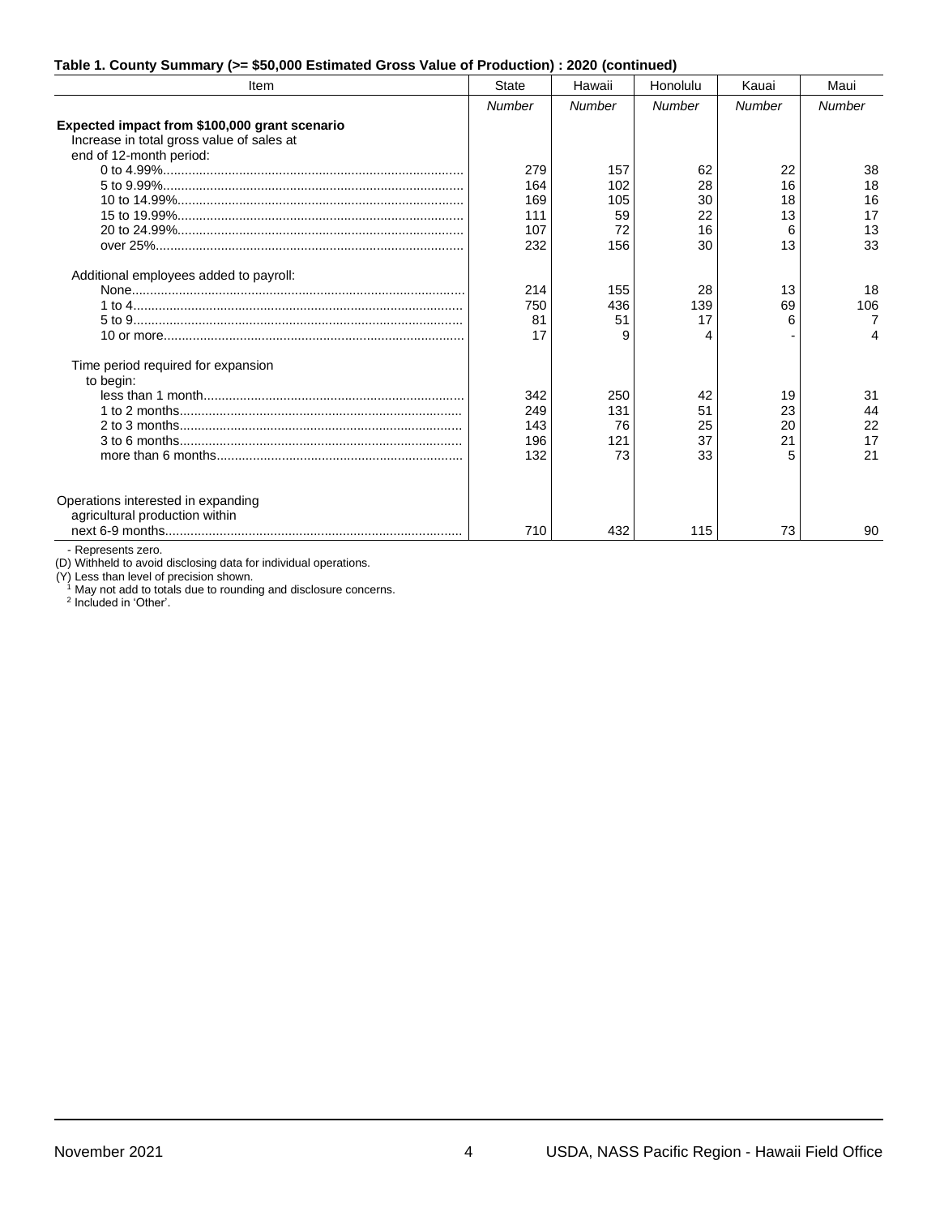**Table 1. County Summary (>= $50,000 Estimated Gross Value of Production) : 2020 (continued)**

| Item | State | Hawaii | Honolulu | Kauai | Maui |
|---|---|---|---|---|---|
| | *Number* | *Number* | *Number* | *Number* | *Number* |
| **Expected impact from $100,000 grant scenario** | | | | | |
| Increase in total gross value of sales at end of 12-month period: | | | | | |
| 0 to 4.99% | 279 | 157 | 62 | 22 | 38 |
| 5 to 9.99% | 164 | 102 | 28 | 16 | 18 |
| 10 to 14.99% | 169 | 105 | 30 | 18 | 16 |
| 15 to 19.99% | 111 | 59 | 22 | 13 | 17 |
| 20 to 24.99% | 107 | 72 | 16 | 6 | 13 |
| over 25% | 232 | 156 | 30 | 13 | 33 |
| Additional employees added to payroll: | | | | | |
| None | 214 | 155 | 28 | 13 | 18 |
| 1 to 4 | 750 | 436 | 139 | 69 | 106 |
| 5 to 9 | 81 | 51 | 17 | 6 | 7 |
| 10 or more | 17 | 9 | 4 | - | 4 |
| Time period required for expansion to begin: | | | | | |
| less than 1 month | 342 | 250 | 42 | 19 | 31 |
| 1 to 2 months | 249 | 131 | 51 | 23 | 44 |
| 2 to 3 months | 143 | 76 | 25 | 20 | 22 |
| 3 to 6 months | 196 | 121 | 37 | 21 | 17 |
| more than 6 months | 132 | 73 | 33 | 5 | 21 |
| Operations interested in expanding agricultural production within next 6-9 months | 710 | 432 | 115 | 73 | 90 |

- Represents zero.
(D) Withheld to avoid disclosing data for individual operations.
(Y) Less than level of precision shown.
[1] May not add to totals due to rounding and disclosure concerns.
[2] Included in 'Other'.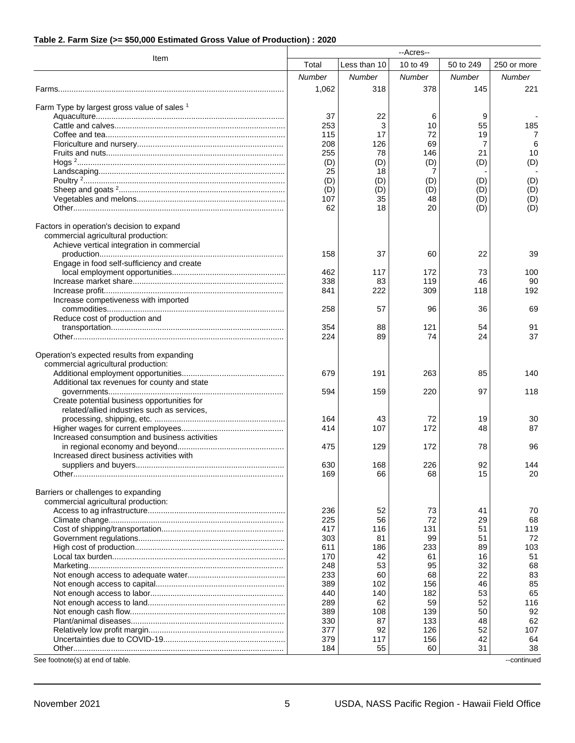**Table 2. Farm Size (>= $50,000 Estimated Gross Value of Production) : 2020**

| Item | --Acres-- | | | | |
|---|---|---|---|---|---|
| | Total | Less than 10 | 10 to 49 | 50 to 249 | 250 or more |
| | *Number* | *Number* | *Number* | *Number* | *Number* |
| Farms | 1,062 | 318 | 378 | 145 | 221 |
| | | | | | |
| Farm Type by largest gross value of sales [1] | | | | | |
| Aquaculture | 37 | 22 | 6 | 9 | - |
| Cattle and calves | 253 | 3 | 10 | 55 | 185 |
| Coffee and tea | 115 | 17 | 72 | 19 | 7 |
| Floriculture and nursery | 208 | 126 | 69 | 7 | 6 |
| Fruits and nuts | 255 | 78 | 146 | 21 | 10 |
| Hogs [2] | (D) | (D) | (D) | (D) | (D) |
| Landscaping | 25 | 18 | 7 | - | - |
| Poultry [2] | (D) | (D) | (D) | (D) | (D) |
| Sheep and goats [2] | (D) | (D) | (D) | (D) | (D) |
| Vegetables and melons | 107 | 35 | 48 | (D) | (D) |
| Other | 62 | 18 | 20 | (D) | (D) |
| | | | | | |
| Factors in operation's decision to expand commercial agricultural production: | | | | | |
| Achieve vertical integration in commercial production | 158 | 37 | 60 | 22 | 39 |
| Engage in food self-sufficiency and create local employment opportunities | 462 | 117 | 172 | 73 | 100 |
| Increase market share | 338 | 83 | 119 | 46 | 90 |
| Increase profit | 841 | 222 | 309 | 118 | 192 |
| Increase competiveness with imported commodities | 258 | 57 | 96 | 36 | 69 |
| Reduce cost of production and transportation | 354 | 88 | 121 | 54 | 91 |
| Other | 224 | 89 | 74 | 24 | 37 |
| | | | | | |
| Operation's expected results from expanding commercial agricultural production: | | | | | |
| Additional employment opportunities | 679 | 191 | 263 | 85 | 140 |
| Additional tax revenues for county and state governments | 594 | 159 | 220 | 97 | 118 |
| Create potential business opportunities for related/allied industries such as services, processing, shipping, etc. | 164 | 43 | 72 | 19 | 30 |
| Higher wages for current employees | 414 | 107 | 172 | 48 | 87 |
| Increased consumption and business activities in regional economy and beyond | 475 | 129 | 172 | 78 | 96 |
| Increased direct business activities with suppliers and buyers | 630 | 168 | 226 | 92 | 144 |
| Other | 169 | 66 | 68 | 15 | 20 |
| | | | | | |
| Barriers or challenges to expanding commercial agricultural production: | | | | | |
| Access to ag infrastructure | 236 | 52 | 73 | 41 | 70 |
| Climate change | 225 | 56 | 72 | 29 | 68 |
| Cost of shipping/transportation | 417 | 116 | 131 | 51 | 119 |
| Government regulations | 303 | 81 | 99 | 51 | 72 |
| High cost of production | 611 | 186 | 233 | 89 | 103 |
| Local tax burden | 170 | 42 | 61 | 16 | 51 |
| Marketing | 248 | 53 | 95 | 32 | 68 |
| Not enough access to adequate water | 233 | 60 | 68 | 22 | 83 |
| Not enough access to capital | 389 | 102 | 156 | 46 | 85 |
| Not enough access to labor | 440 | 140 | 182 | 53 | 65 |
| Not enough access to land | 289 | 62 | 59 | 52 | 116 |
| Not enough cash flow | 389 | 108 | 139 | 50 | 92 |
| Plant/animal diseases | 330 | 87 | 133 | 48 | 62 |
| Relatively low profit margin | 377 | 92 | 126 | 52 | 107 |
| Uncertainties due to COVID-19 | 379 | 117 | 156 | 42 | 64 |
| Other | 184 | 55 | 60 | 31 | 38 |

See footnote(s) at end of table. --continued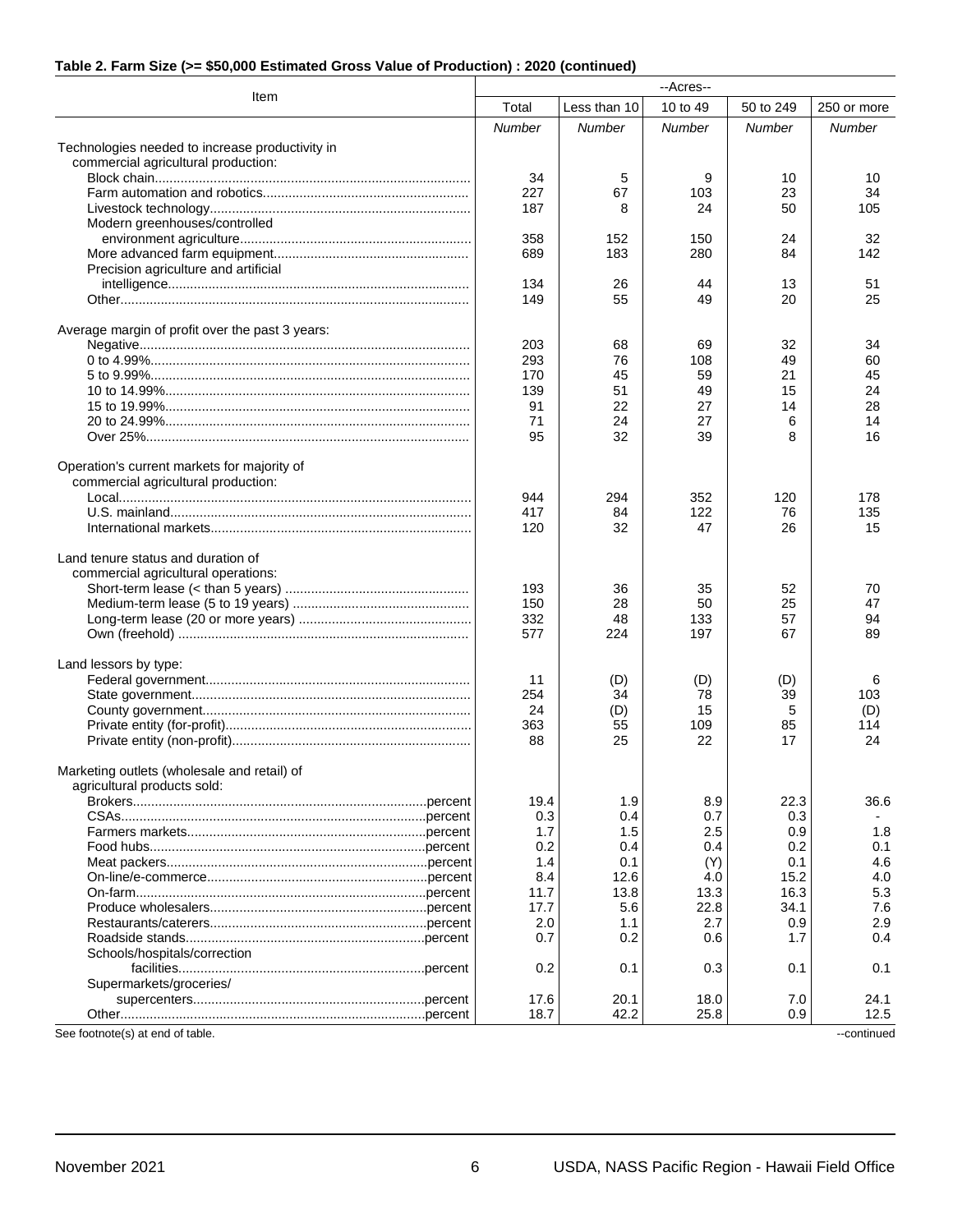#### Table 2. Farm Size (>= $50,000 Estimated Gross Value of Production) : 2020 (continued)

| Item | --Acres-- | | | | |
|---|---|---|---|---|---|
| | Total | Less than 10 | 10 to 49 | 50 to 249 | 250 or more |
| | *Number* | *Number* | *Number* | *Number* | *Number* |
| Technologies needed to increase productivity in commercial agricultural production: | | | | | |
| Block chain | 34 | 5 | 9 | 10 | 10 |
| Farm automation and robotics | 227 | 67 | 103 | 23 | 34 |
| Livestock technology | 187 | 8 | 24 | 50 | 105 |
| Modern greenhouses/controlled environment agriculture | 358 | 152 | 150 | 24 | 32 |
| More advanced farm equipment | 689 | 183 | 280 | 84 | 142 |
| Precision agriculture and artificial intelligence | 134 | 26 | 44 | 13 | 51 |
| Other | 149 | 55 | 49 | 20 | 25 |
| Average margin of profit over the past 3 years: | | | | | |
| Negative | 203 | 68 | 69 | 32 | 34 |
| 0 to 4.99% | 293 | 76 | 108 | 49 | 60 |
| 5 to 9.99% | 170 | 45 | 59 | 21 | 45 |
| 10 to 14.99% | 139 | 51 | 49 | 15 | 24 |
| 15 to 19.99% | 91 | 22 | 27 | 14 | 28 |
| 20 to 24.99% | 71 | 24 | 27 | 6 | 14 |
| Over 25% | 95 | 32 | 39 | 8 | 16 |
| Operation's current markets for majority of commercial agricultural production: | | | | | |
| Local | 944 | 294 | 352 | 120 | 178 |
| U.S. mainland | 417 | 84 | 122 | 76 | 135 |
| International markets | 120 | 32 | 47 | 26 | 15 |
| Land tenure status and duration of commercial agricultural operations: | | | | | |
| Short-term lease (< than 5 years) | 193 | 36 | 35 | 52 | 70 |
| Medium-term lease (5 to 19 years) | 150 | 28 | 50 | 25 | 47 |
| Long-term lease (20 or more years) | 332 | 48 | 133 | 57 | 94 |
| Own (freehold) | 577 | 224 | 197 | 67 | 89 |
| Land lessors by type: | | | | | |
| Federal government | 11 | (D) | (D) | (D) | 6 |
| State government | 254 | 34 | 78 | 39 | 103 |
| County government | 24 | (D) | 15 | 5 | (D) |
| Private entity (for-profit) | 363 | 55 | 109 | 85 | 114 |
| Private entity (non-profit) | 88 | 25 | 22 | 17 | 24 |
| Marketing outlets (wholesale and retail) of agricultural products sold: | | | | | |
| Brokers percent | 19.4 | 1.9 | 8.9 | 22.3 | 36.6 |
| CSAs percent | 0.3 | 0.4 | 0.7 | 0.3 | - |
| Farmers markets percent | 1.7 | 1.5 | 2.5 | 0.9 | 1.8 |
| Food hubs percent | 0.2 | 0.4 | 0.4 | 0.2 | 0.1 |
| Meat packers percent | 1.4 | 0.1 | (Y) | 0.1 | 4.6 |
| On-line/e-commerce percent | 8.4 | 12.6 | 4.0 | 15.2 | 4.0 |
| On-farm percent | 11.7 | 13.8 | 13.3 | 16.3 | 5.3 |
| Produce wholesalers percent | 17.7 | 5.6 | 22.8 | 34.1 | 7.6 |
| Restaurants/caterers percent | 2.0 | 1.1 | 2.7 | 0.9 | 2.9 |
| Roadside stands percent | 0.7 | 0.2 | 0.6 | 1.7 | 0.4 |
| Schools/hospitals/correction facilities percent | 0.2 | 0.1 | 0.3 | 0.1 | 0.1 |
| Supermarkets/groceries/ supercenters percent | 17.6 | 20.1 | 18.0 | 7.0 | 24.1 |
| Other percent | 18.7 | 42.2 | 25.8 | 0.9 | 12.5 |

See footnote(s) at end of table. --continued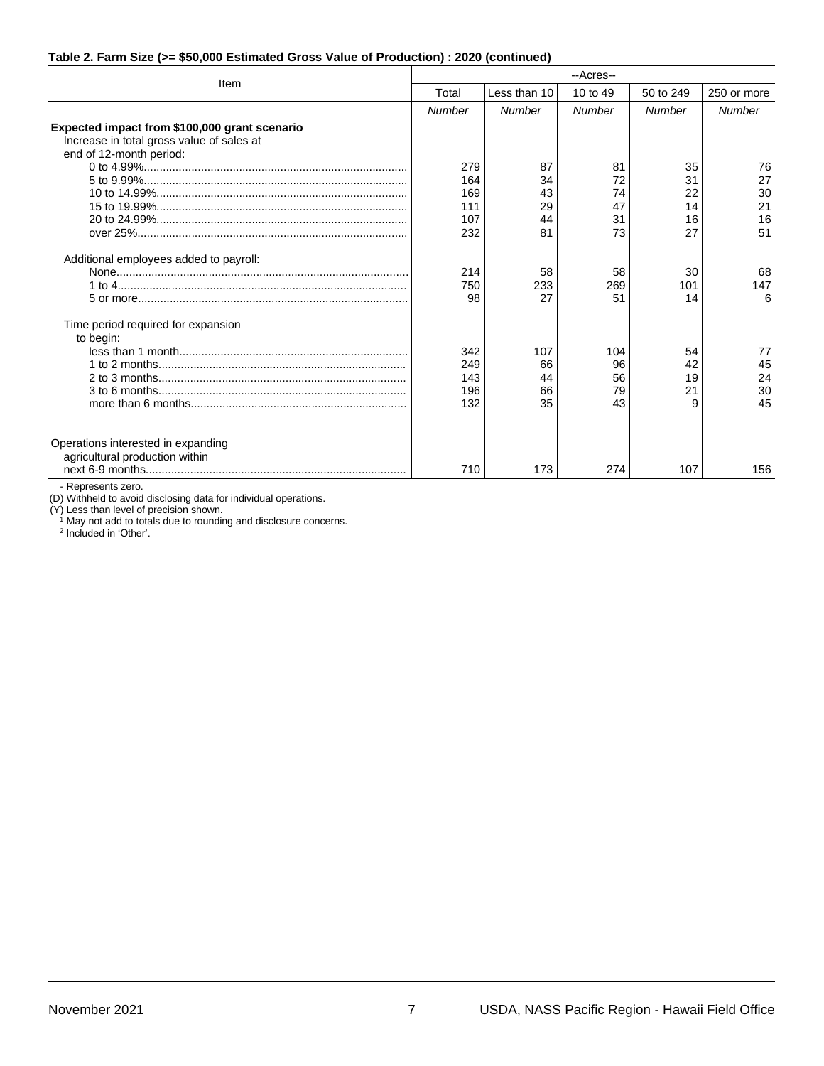**Table 2. Farm Size (>= $50,000 Estimated Gross Value of Production) : 2020 (continued)**

| Item | --Acres-- | | | | |
|---|---|---|---|---|---|
| | Total | Less than 10 | 10 to 49 | 50 to 249 | 250 or more |
| | *Number* | *Number* | *Number* | *Number* | *Number* |
| **Expected impact from $100,000 grant scenario** | | | | | |
| Increase in total gross value of sales at end of 12-month period: | | | | | |
| 0 to 4.99% | 279 | 87 | 81 | 35 | 76 |
| 5 to 9.99% | 164 | 34 | 72 | 31 | 27 |
| 10 to 14.99% | 169 | 43 | 74 | 22 | 30 |
| 15 to 19.99% | 111 | 29 | 47 | 14 | 21 |
| 20 to 24.99% | 107 | 44 | 31 | 16 | 16 |
| over 25% | 232 | 81 | 73 | 27 | 51 |
| Additional employees added to payroll: | | | | | |
| None | 214 | 58 | 58 | 30 | 68 |
| 1 to 4 | 750 | 233 | 269 | 101 | 147 |
| 5 or more | 98 | 27 | 51 | 14 | 6 |
| Time period required for expansion to begin: | | | | | |
| less than 1 month | 342 | 107 | 104 | 54 | 77 |
| 1 to 2 months | 249 | 66 | 96 | 42 | 45 |
| 2 to 3 months | 143 | 44 | 56 | 19 | 24 |
| 3 to 6 months | 196 | 66 | 79 | 21 | 30 |
| more than 6 months | 132 | 35 | 43 | 9 | 45 |
| Operations interested in expanding agricultural production within next 6-9 months | 710 | 173 | 274 | 107 | 156 |

- Represents zero.
(D) Withheld to avoid disclosing data for individual operations.
(Y) Less than level of precision shown.
[1] May not add to totals due to rounding and disclosure concerns.
[2] Included in 'Other'.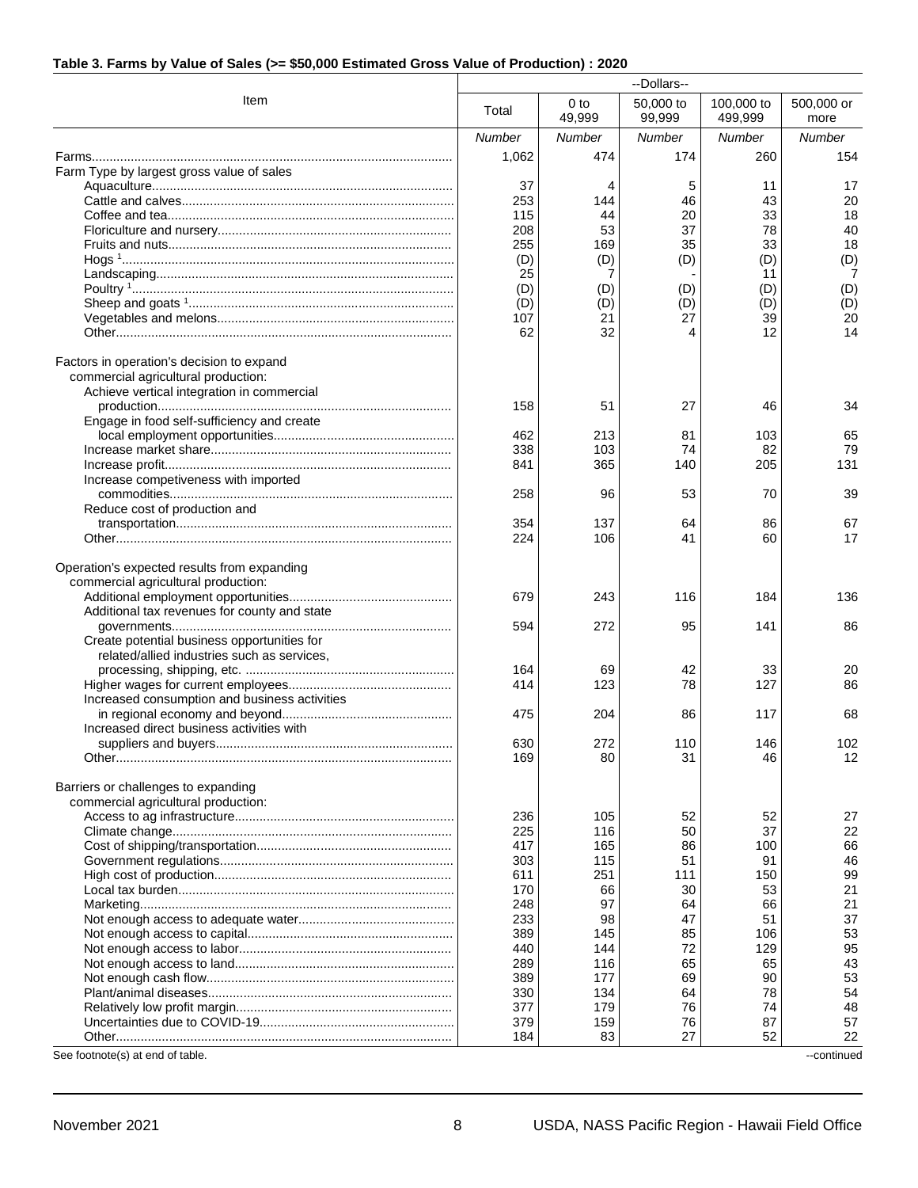## Table 3. Farms by Value of Sales (>= $50,000 Estimated Gross Value of Production) : 2020

| Item | --Dollars-- | | | | |
|---|---|---|---|---|---|
| | Total | 0 to 49,999 | 50,000 to 99,999 | 100,000 to 499,999 | 500,000 or more |
| | *Number* | *Number* | *Number* | *Number* | *Number* |
| Farms | 1,062 | 474 | 174 | 260 | 154 |
| Farm Type by largest gross value of sales | | | | | |
| Aquaculture | 37 | 4 | 5 | 11 | 17 |
| Cattle and calves | 253 | 144 | 46 | 43 | 20 |
| Coffee and tea | 115 | 44 | 20 | 33 | 18 |
| Floriculture and nursery | 208 | 53 | 37 | 78 | 40 |
| Fruits and nuts | 255 | 169 | 35 | 33 | 18 |
| Hogs [1] | (D) | (D) | (D) | (D) | (D) |
| Landscaping | 25 | 7 | - | 11 | 7 |
| Poultry [1] | (D) | (D) | (D) | (D) | (D) |
| Sheep and goats [1] | (D) | (D) | (D) | (D) | (D) |
| Vegetables and melons | 107 | 21 | 27 | 39 | 20 |
| Other | 62 | 32 | 4 | 12 | 14 |
| | | | | | |
| Factors in operation's decision to expand commercial agricultural production: | | | | | |
| Achieve vertical integration in commercial production | 158 | 51 | 27 | 46 | 34 |
| Engage in food self-sufficiency and create local employment opportunities | 462 | 213 | 81 | 103 | 65 |
| Increase market share | 338 | 103 | 74 | 82 | 79 |
| Increase profit | 841 | 365 | 140 | 205 | 131 |
| Increase competiveness with imported commodities | 258 | 96 | 53 | 70 | 39 |
| Reduce cost of production and transportation | 354 | 137 | 64 | 86 | 67 |
| Other | 224 | 106 | 41 | 60 | 17 |
| | | | | | |
| Operation's expected results from expanding commercial agricultural production: | | | | | |
| Additional employment opportunities | 679 | 243 | 116 | 184 | 136 |
| Additional tax revenues for county and state governments | 594 | 272 | 95 | 141 | 86 |
| Create potential business opportunities for related/allied industries such as services, processing, shipping, etc. | 164 | 69 | 42 | 33 | 20 |
| Higher wages for current employees | 414 | 123 | 78 | 127 | 86 |
| Increased consumption and business activities in regional economy and beyond | 475 | 204 | 86 | 117 | 68 |
| Increased direct business activities with suppliers and buyers | 630 | 272 | 110 | 146 | 102 |
| Other | 169 | 80 | 31 | 46 | 12 |
| | | | | | |
| Barriers or challenges to expanding commercial agricultural production: | | | | | |
| Access to ag infrastructure | 236 | 105 | 52 | 52 | 27 |
| Climate change | 225 | 116 | 50 | 37 | 22 |
| Cost of shipping/transportation | 417 | 165 | 86 | 100 | 66 |
| Government regulations | 303 | 115 | 51 | 91 | 46 |
| High cost of production | 611 | 251 | 111 | 150 | 99 |
| Local tax burden | 170 | 66 | 30 | 53 | 21 |
| Marketing | 248 | 97 | 64 | 66 | 21 |
| Not enough access to adequate water | 233 | 98 | 47 | 51 | 37 |
| Not enough access to capital | 389 | 145 | 85 | 106 | 53 |
| Not enough access to labor | 440 | 144 | 72 | 129 | 95 |
| Not enough access to land | 289 | 116 | 65 | 65 | 43 |
| Not enough cash flow | 389 | 177 | 69 | 90 | 53 |
| Plant/animal diseases | 330 | 134 | 64 | 78 | 54 |
| Relatively low profit margin | 377 | 179 | 76 | 74 | 48 |
| Uncertainties due to COVID-19 | 379 | 159 | 76 | 87 | 57 |
| Other | 184 | 83 | 27 | 52 | 22 |

See footnote(s) at end of table. --continued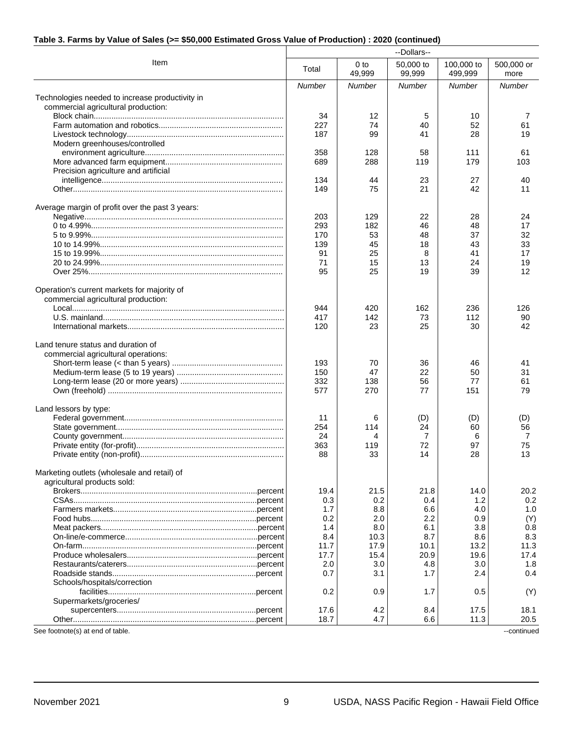**Table 3. Farms by Value of Sales (>= $50,000 Estimated Gross Value of Production) : 2020 (continued)**

| Item | --Dollars-- | | | | |
|---|---|---|---|---|---|
| | Total | 0 to 49,999 | 50,000 to 99,999 | 100,000 to 499,999 | 500,000 or more |
| | *Number* | *Number* | *Number* | *Number* | *Number* |
| Technologies needed to increase productivity in commercial agricultural production: | | | | | |
| Block chain | 34 | 12 | 5 | 10 | 7 |
| Farm automation and robotics | 227 | 74 | 40 | 52 | 61 |
| Livestock technology | 187 | 99 | 41 | 28 | 19 |
| Modern greenhouses/controlled environment agriculture | 358 | 128 | 58 | 111 | 61 |
| More advanced farm equipment | 689 | 288 | 119 | 179 | 103 |
| Precision agriculture and artificial intelligence | 134 | 44 | 23 | 27 | 40 |
| Other | 149 | 75 | 21 | 42 | 11 |
| Average margin of profit over the past 3 years: | | | | | |
| Negative | 203 | 129 | 22 | 28 | 24 |
| 0 to 4.99% | 293 | 182 | 46 | 48 | 17 |
| 5 to 9.99% | 170 | 53 | 48 | 37 | 32 |
| 10 to 14.99% | 139 | 45 | 18 | 43 | 33 |
| 15 to 19.99% | 91 | 25 | 8 | 41 | 17 |
| 20 to 24.99% | 71 | 15 | 13 | 24 | 19 |
| Over 25% | 95 | 25 | 19 | 39 | 12 |
| Operation's current markets for majority of commercial agricultural production: | | | | | |
| Local | 944 | 420 | 162 | 236 | 126 |
| U.S. mainland | 417 | 142 | 73 | 112 | 90 |
| International markets | 120 | 23 | 25 | 30 | 42 |
| Land tenure status and duration of commercial agricultural operations: | | | | | |
| Short-term lease (< than 5 years) | 193 | 70 | 36 | 46 | 41 |
| Medium-term lease (5 to 19 years) | 150 | 47 | 22 | 50 | 31 |
| Long-term lease (20 or more years) | 332 | 138 | 56 | 77 | 61 |
| Own (freehold) | 577 | 270 | 77 | 151 | 79 |
| Land lessors by type: | | | | | |
| Federal government | 11 | 6 | (D) | (D) | (D) |
| State government | 254 | 114 | 24 | 60 | 56 |
| County government | 24 | 4 | 7 | 6 | 7 |
| Private entity (for-profit) | 363 | 119 | 72 | 97 | 75 |
| Private entity (non-profit) | 88 | 33 | 14 | 28 | 13 |
| Marketing outlets (wholesale and retail) of agricultural products sold: | | | | | |
| Brokers ... percent | 19.4 | 21.5 | 21.8 | 14.0 | 20.2 |
| CSAs ... percent | 0.3 | 0.2 | 0.4 | 1.2 | 0.2 |
| Farmers markets ... percent | 1.7 | 8.8 | 6.6 | 4.0 | 1.0 |
| Food hubs ... percent | 0.2 | 2.0 | 2.2 | 0.9 | (Y) |
| Meat packers ... percent | 1.4 | 8.0 | 6.1 | 3.8 | 0.8 |
| On-line/e-commerce ... percent | 8.4 | 10.3 | 8.7 | 8.6 | 8.3 |
| On-farm ... percent | 11.7 | 17.9 | 10.1 | 13.2 | 11.3 |
| Produce wholesalers ... percent | 17.7 | 15.4 | 20.9 | 19.6 | 17.4 |
| Restaurants/caterers ... percent | 2.0 | 3.0 | 4.8 | 3.0 | 1.8 |
| Roadside stands ... percent | 0.7 | 3.1 | 1.7 | 2.4 | 0.4 |
| Schools/hospitals/correction facilities ... percent | 0.2 | 0.9 | 1.7 | 0.5 | (Y) |
| Supermarkets/groceries/ supercenters ... percent | 17.6 | 4.2 | 8.4 | 17.5 | 18.1 |
| Other ... percent | 18.7 | 4.7 | 6.6 | 11.3 | 20.5 |

See footnote(s) at end of table. --continued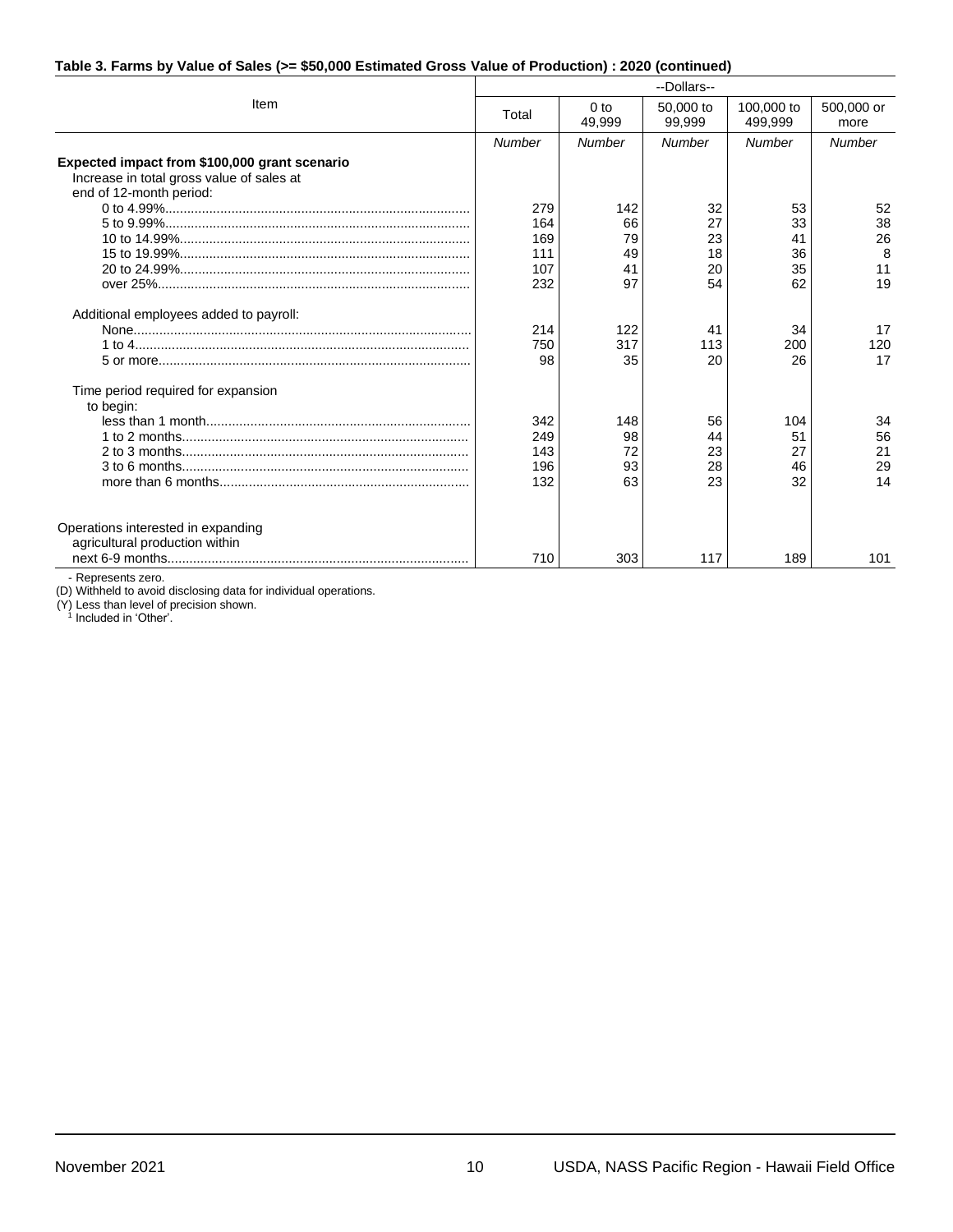**Table 3. Farms by Value of Sales (>= $50,000 Estimated Gross Value of Production) : 2020 (continued)**

| Item | --Dollars-- | | | | |
|---|---|---|---|---|---|
| | Total | 0 to 49,999 | 50,000 to 99,999 | 100,000 to 499,999 | 500,000 or more |
| | *Number* | *Number* | *Number* | *Number* | *Number* |
| **Expected impact from $100,000 grant scenario** | | | | | |
| Increase in total gross value of sales at end of 12-month period: | | | | | |
| 0 to 4.99% | 279 | 142 | 32 | 53 | 52 |
| 5 to 9.99% | 164 | 66 | 27 | 33 | 38 |
| 10 to 14.99% | 169 | 79 | 23 | 41 | 26 |
| 15 to 19.99% | 111 | 49 | 18 | 36 | 8 |
| 20 to 24.99% | 107 | 41 | 20 | 35 | 11 |
| over 25% | 232 | 97 | 54 | 62 | 19 |
| Additional employees added to payroll: | | | | | |
| None | 214 | 122 | 41 | 34 | 17 |
| 1 to 4 | 750 | 317 | 113 | 200 | 120 |
| 5 or more | 98 | 35 | 20 | 26 | 17 |
| Time period required for expansion to begin: | | | | | |
| less than 1 month | 342 | 148 | 56 | 104 | 34 |
| 1 to 2 months | 249 | 98 | 44 | 51 | 56 |
| 2 to 3 months | 143 | 72 | 23 | 27 | 21 |
| 3 to 6 months | 196 | 93 | 28 | 46 | 29 |
| more than 6 months | 132 | 63 | 23 | 32 | 14 |
| Operations interested in expanding agricultural production within next 6-9 months | 710 | 303 | 117 | 189 | 101 |

- Represents zero.
(D) Withheld to avoid disclosing data for individual operations.
(Y) Less than level of precision shown.
[1] Included in 'Other'.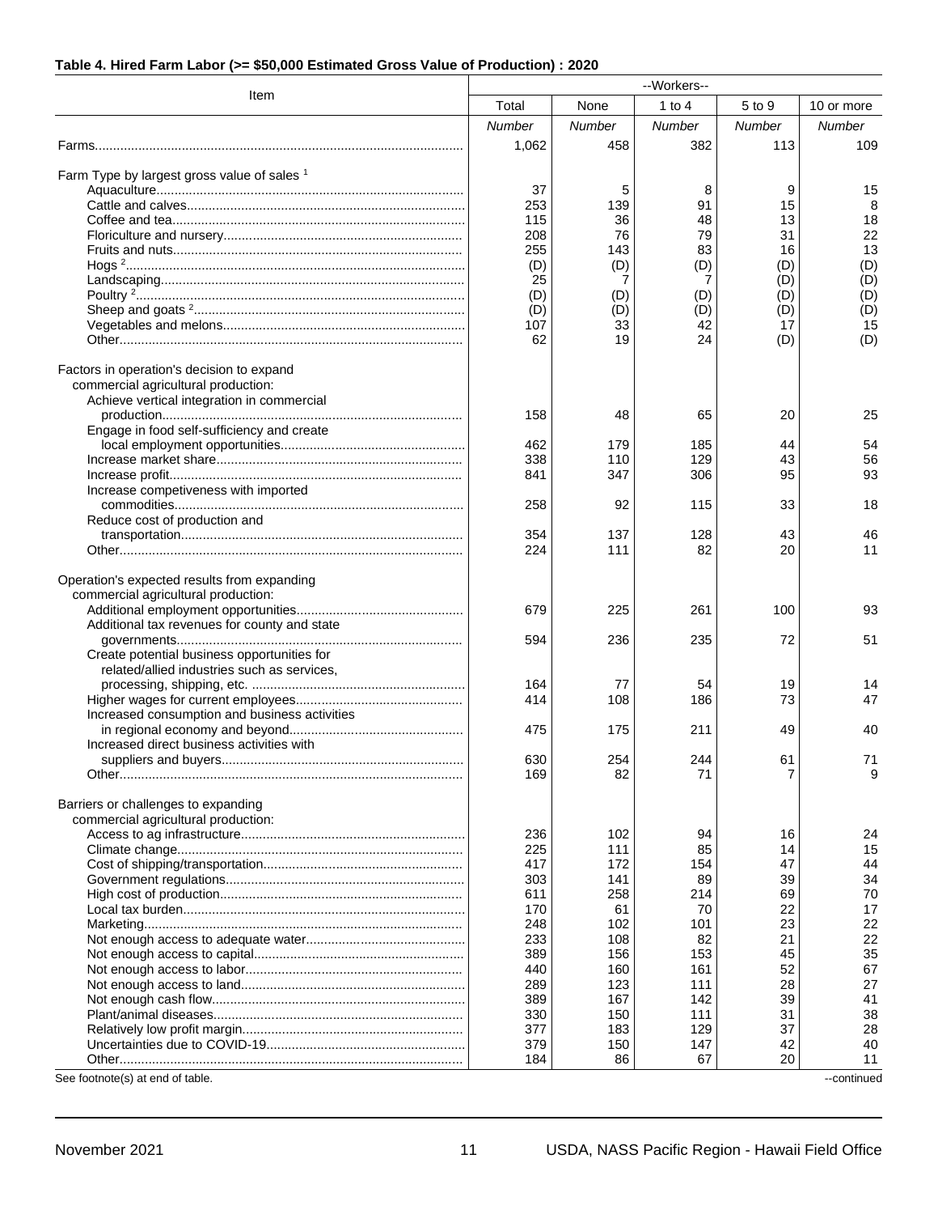**Table 4. Hired Farm Labor (>= $50,000 Estimated Gross Value of Production) : 2020**

| Item | --Workers-- | | | | |
|---|---|---|---|---|---|
| | Total | None | 1 to 4 | 5 to 9 | 10 or more |
| | *Number* | *Number* | *Number* | *Number* | *Number* |
| Farms | 1,062 | 458 | 382 | 113 | 109 |
| | | | | | |
| Farm Type by largest gross value of sales [1] | | | | | |
| Aquaculture | 37 | 5 | 8 | 9 | 15 |
| Cattle and calves | 253 | 139 | 91 | 15 | 8 |
| Coffee and tea | 115 | 36 | 48 | 13 | 18 |
| Floriculture and nursery | 208 | 76 | 79 | 31 | 22 |
| Fruits and nuts | 255 | 143 | 83 | 16 | 13 |
| Hogs [2] | (D) | (D) | (D) | (D) | (D) |
| Landscaping | 25 | 7 | 7 | (D) | (D) |
| Poultry [2] | (D) | (D) | (D) | (D) | (D) |
| Sheep and goats [2] | (D) | (D) | (D) | (D) | (D) |
| Vegetables and melons | 107 | 33 | 42 | 17 | 15 |
| Other | 62 | 19 | 24 | (D) | (D) |
| | | | | | |
| Factors in operation's decision to expand commercial agricultural production: | | | | | |
| Achieve vertical integration in commercial production | 158 | 48 | 65 | 20 | 25 |
| Engage in food self-sufficiency and create local employment opportunities | 462 | 179 | 185 | 44 | 54 |
| Increase market share | 338 | 110 | 129 | 43 | 56 |
| Increase profit | 841 | 347 | 306 | 95 | 93 |
| Increase competiveness with imported commodities | 258 | 92 | 115 | 33 | 18 |
| Reduce cost of production and transportation | 354 | 137 | 128 | 43 | 46 |
| Other | 224 | 111 | 82 | 20 | 11 |
| | | | | | |
| Operation's expected results from expanding commercial agricultural production: | | | | | |
| Additional employment opportunities | 679 | 225 | 261 | 100 | 93 |
| Additional tax revenues for county and state governments | 594 | 236 | 235 | 72 | 51 |
| Create potential business opportunities for related/allied industries such as services, processing, shipping, etc. | 164 | 77 | 54 | 19 | 14 |
| Higher wages for current employees | 414 | 108 | 186 | 73 | 47 |
| Increased consumption and business activities in regional economy and beyond | 475 | 175 | 211 | 49 | 40 |
| Increased direct business activities with suppliers and buyers | 630 | 254 | 244 | 61 | 71 |
| Other | 169 | 82 | 71 | 7 | 9 |
| | | | | | |
| Barriers or challenges to expanding commercial agricultural production: | | | | | |
| Access to ag infrastructure | 236 | 102 | 94 | 16 | 24 |
| Climate change | 225 | 111 | 85 | 14 | 15 |
| Cost of shipping/transportation | 417 | 172 | 154 | 47 | 44 |
| Government regulations | 303 | 141 | 89 | 39 | 34 |
| High cost of production | 611 | 258 | 214 | 69 | 70 |
| Local tax burden | 170 | 61 | 70 | 22 | 17 |
| Marketing | 248 | 102 | 101 | 23 | 22 |
| Not enough access to adequate water | 233 | 108 | 82 | 21 | 22 |
| Not enough access to capital | 389 | 156 | 153 | 45 | 35 |
| Not enough access to labor | 440 | 160 | 161 | 52 | 67 |
| Not enough access to land | 289 | 123 | 111 | 28 | 27 |
| Not enough cash flow | 389 | 167 | 142 | 39 | 41 |
| Plant/animal diseases | 330 | 150 | 111 | 31 | 38 |
| Relatively low profit margin | 377 | 183 | 129 | 37 | 28 |
| Uncertainties due to COVID-19 | 379 | 150 | 147 | 42 | 40 |
| Other | 184 | 86 | 67 | 20 | 11 |

See footnote(s) at end of table. --continued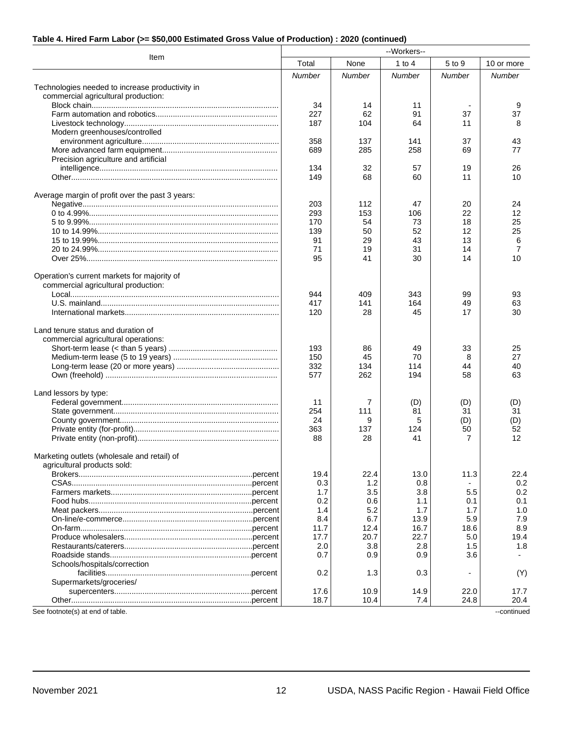### Table 4. Hired Farm Labor (>= $50,000 Estimated Gross Value of Production) : 2020 (continued)

| Item | --Workers-- | | | | |
|---|---|---|---|---|---|
| | Total | None | 1 to 4 | 5 to 9 | 10 or more |
| | *Number* | *Number* | *Number* | *Number* | *Number* |
| Technologies needed to increase productivity in commercial agricultural production: | | | | | |
| Block chain | 34 | 14 | 11 | - | 9 |
| Farm automation and robotics | 227 | 62 | 91 | 37 | 37 |
| Livestock technology | 187 | 104 | 64 | 11 | 8 |
| Modern greenhouses/controlled environment agriculture | 358 | 137 | 141 | 37 | 43 |
| More advanced farm equipment | 689 | 285 | 258 | 69 | 77 |
| Precision agriculture and artificial intelligence | 134 | 32 | 57 | 19 | 26 |
| Other | 149 | 68 | 60 | 11 | 10 |
| Average margin of profit over the past 3 years: | | | | | |
| Negative | 203 | 112 | 47 | 20 | 24 |
| 0 to 4.99% | 293 | 153 | 106 | 22 | 12 |
| 5 to 9.99% | 170 | 54 | 73 | 18 | 25 |
| 10 to 14.99% | 139 | 50 | 52 | 12 | 25 |
| 15 to 19.99% | 91 | 29 | 43 | 13 | 6 |
| 20 to 24.99% | 71 | 19 | 31 | 14 | 7 |
| Over 25% | 95 | 41 | 30 | 14 | 10 |
| Operation's current markets for majority of commercial agricultural production: | | | | | |
| Local | 944 | 409 | 343 | 99 | 93 |
| U.S. mainland | 417 | 141 | 164 | 49 | 63 |
| International markets | 120 | 28 | 45 | 17 | 30 |
| Land tenure status and duration of commercial agricultural operations: | | | | | |
| Short-term lease (< than 5 years) | 193 | 86 | 49 | 33 | 25 |
| Medium-term lease (5 to 19 years) | 150 | 45 | 70 | 8 | 27 |
| Long-term lease (20 or more years) | 332 | 134 | 114 | 44 | 40 |
| Own (freehold) | 577 | 262 | 194 | 58 | 63 |
| Land lessors by type: | | | | | |
| Federal government | 11 | 7 | (D) | (D) | (D) |
| State government | 254 | 111 | 81 | 31 | 31 |
| County government | 24 | 9 | 5 | (D) | (D) |
| Private entity (for-profit) | 363 | 137 | 124 | 50 | 52 |
| Private entity (non-profit) | 88 | 28 | 41 | 7 | 12 |
| Marketing outlets (wholesale and retail) of agricultural products sold: | | | | | |
| Brokers ... percent | 19.4 | 22.4 | 13.0 | 11.3 | 22.4 |
| CSAs ... percent | 0.3 | 1.2 | 0.8 | - | 0.2 |
| Farmers markets ... percent | 1.7 | 3.5 | 3.8 | 5.5 | 0.2 |
| Food hubs ... percent | 0.2 | 0.6 | 1.1 | 0.1 | 0.1 |
| Meat packers ... percent | 1.4 | 5.2 | 1.7 | 1.7 | 1.0 |
| On-line/e-commerce ... percent | 8.4 | 6.7 | 13.9 | 5.9 | 7.9 |
| On-farm ... percent | 11.7 | 12.4 | 16.7 | 18.6 | 8.9 |
| Produce wholesalers ... percent | 17.7 | 20.7 | 22.7 | 5.0 | 19.4 |
| Restaurants/caterers ... percent | 2.0 | 3.8 | 2.8 | 1.5 | 1.8 |
| Roadside stands ... percent | 0.7 | 0.9 | 0.9 | 3.6 | - |
| Schools/hospitals/correction facilities ... percent | 0.2 | 1.3 | 0.3 | - | (Y) |
| Supermarkets/groceries/ supercenters ... percent | 17.6 | 10.9 | 14.9 | 22.0 | 17.7 |
| Other ... percent | 18.7 | 10.4 | 7.4 | 24.8 | 20.4 |

See footnote(s) at end of table. --continued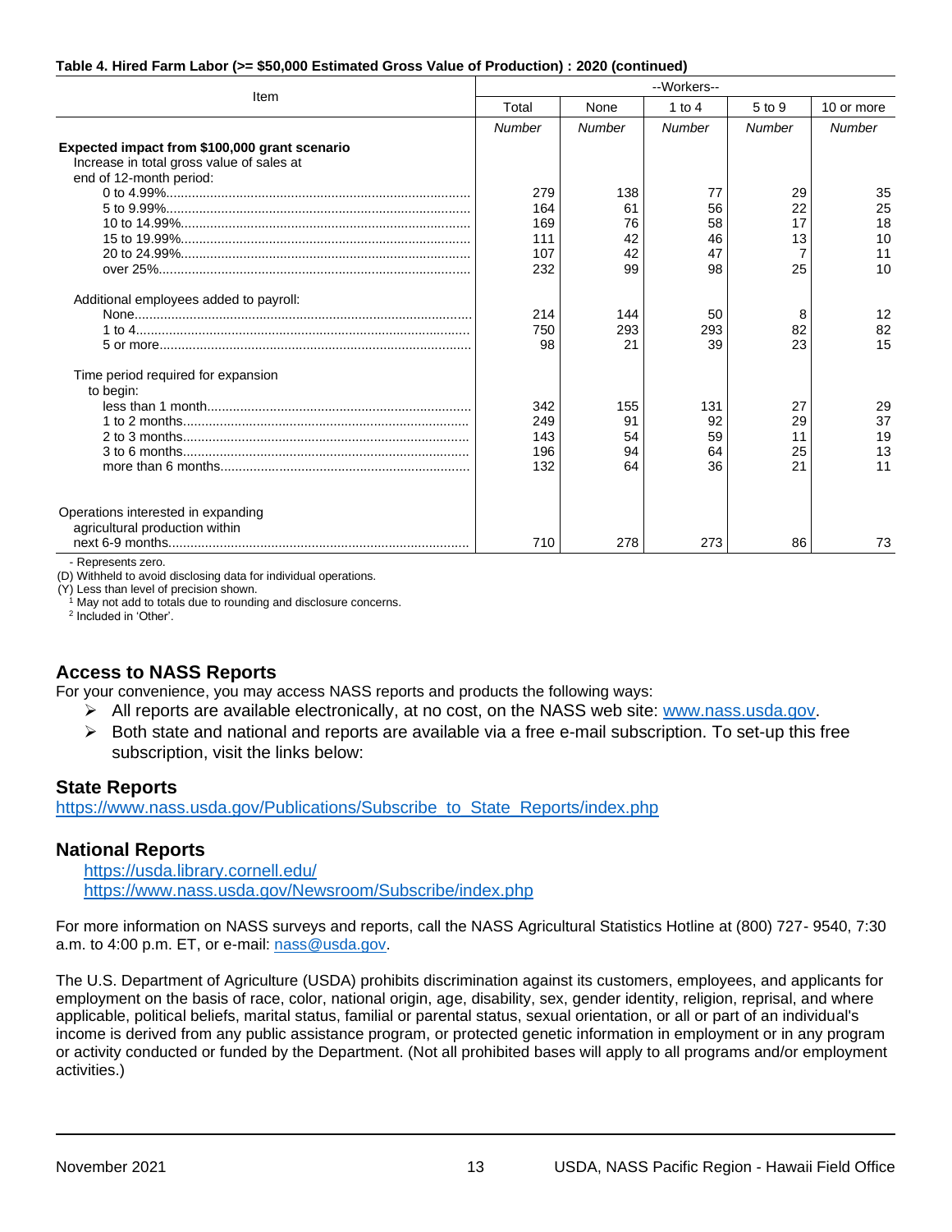**Table 4. Hired Farm Labor (>= $50,000 Estimated Gross Value of Production) : 2020 (continued)**

| Item | --Workers-- | | | | |
|---|---|---|---|---|---|
| | Total | None | 1 to 4 | 5 to 9 | 10 or more |
| | *Number* | *Number* | *Number* | *Number* | *Number* |
| **Expected impact from $100,000 grant scenario** | | | | | |
| Increase in total gross value of sales at end of 12-month period: | | | | | |
| 0 to 4.99% | 279 | 138 | 77 | 29 | 35 |
| 5 to 9.99% | 164 | 61 | 56 | 22 | 25 |
| 10 to 14.99% | 169 | 76 | 58 | 17 | 18 |
| 15 to 19.99% | 111 | 42 | 46 | 13 | 10 |
| 20 to 24.99% | 107 | 42 | 47 | 7 | 11 |
| over 25% | 232 | 99 | 98 | 25 | 10 |
| Additional employees added to payroll: | | | | | |
| None | 214 | 144 | 50 | 8 | 12 |
| 1 to 4 | 750 | 293 | 293 | 82 | 82 |
| 5 or more | 98 | 21 | 39 | 23 | 15 |
| Time period required for expansion to begin: | | | | | |
| less than 1 month | 342 | 155 | 131 | 27 | 29 |
| 1 to 2 months | 249 | 91 | 92 | 29 | 37 |
| 2 to 3 months | 143 | 54 | 59 | 11 | 19 |
| 3 to 6 months | 196 | 94 | 64 | 25 | 13 |
| more than 6 months | 132 | 64 | 36 | 21 | 11 |
| Operations interested in expanding agricultural production within next 6-9 months | 710 | 278 | 273 | 86 | 73 |

- Represents zero.
(D) Withheld to avoid disclosing data for individual operations.
(Y) Less than level of precision shown.
[1] May not add to totals due to rounding and disclosure concerns.
[2] Included in 'Other'.

## Access to NASS Reports

For your convenience, you may access NASS reports and products the following ways:

- All reports are available electronically, at no cost, on the NASS web site: www.nass.usda.gov.
- Both state and national and reports are available via a free e-mail subscription. To set-up this free subscription, visit the links below:

## State Reports

https://www.nass.usda.gov/Publications/Subscribe_to_State_Reports/index.php

## National Reports

https://usda.library.cornell.edu/
https://www.nass.usda.gov/Newsroom/Subscribe/index.php

For more information on NASS surveys and reports, call the NASS Agricultural Statistics Hotline at (800) 727- 9540, 7:30 a.m. to 4:00 p.m. ET, or e-mail: nass@usda.gov.

The U.S. Department of Agriculture (USDA) prohibits discrimination against its customers, employees, and applicants for employment on the basis of race, color, national origin, age, disability, sex, gender identity, religion, reprisal, and where applicable, political beliefs, marital status, familial or parental status, sexual orientation, or all or part of an individual's income is derived from any public assistance program, or protected genetic information in employment or in any program or activity conducted or funded by the Department. (Not all prohibited bases will apply to all programs and/or employment activities.)